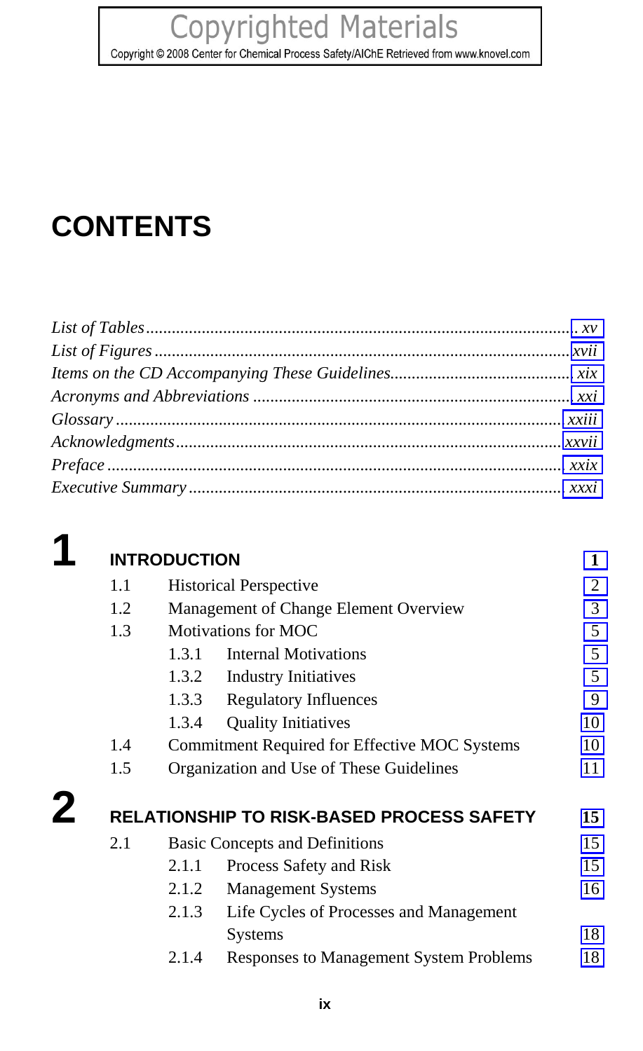# CONTENTS

*List of Tables* ............ xv
*List of Figures* ............ xvii
*Items on the CD Accompanying These Guidelines* ............ xix
*Acronyms and Abbreviations* ............ xxi
*Glossary* ............ xxiii
*Acknowledgments* ............ xxvii
*Preface* ............ xxix
*Executive Summary* ............ xxxi

## 1 INTRODUCTION — 1

| | | | |
|---|---|---|---|
| 1.1 | Historical Perspective | | 2 |
| 1.2 | Management of Change Element Overview | | 3 |
| 1.3 | Motivations for MOC | | 5 |
| | 1.3.1 | Internal Motivations | 5 |
| | 1.3.2 | Industry Initiatives | 5 |
| | 1.3.3 | Regulatory Influences | 9 |
| | 1.3.4 | Quality Initiatives | 10 |
| 1.4 | Commitment Required for Effective MOC Systems | | 10 |
| 1.5 | Organization and Use of These Guidelines | | 11 |

## 2 RELATIONSHIP TO RISK-BASED PROCESS SAFETY — 15

| | | | |
|---|---|---|---|
| 2.1 | Basic Concepts and Definitions | | 15 |
| | 2.1.1 | Process Safety and Risk | 15 |
| | 2.1.2 | Management Systems | 16 |
| | 2.1.3 | Life Cycles of Processes and Management Systems | 18 |
| | 2.1.4 | Responses to Management System Problems | 18 |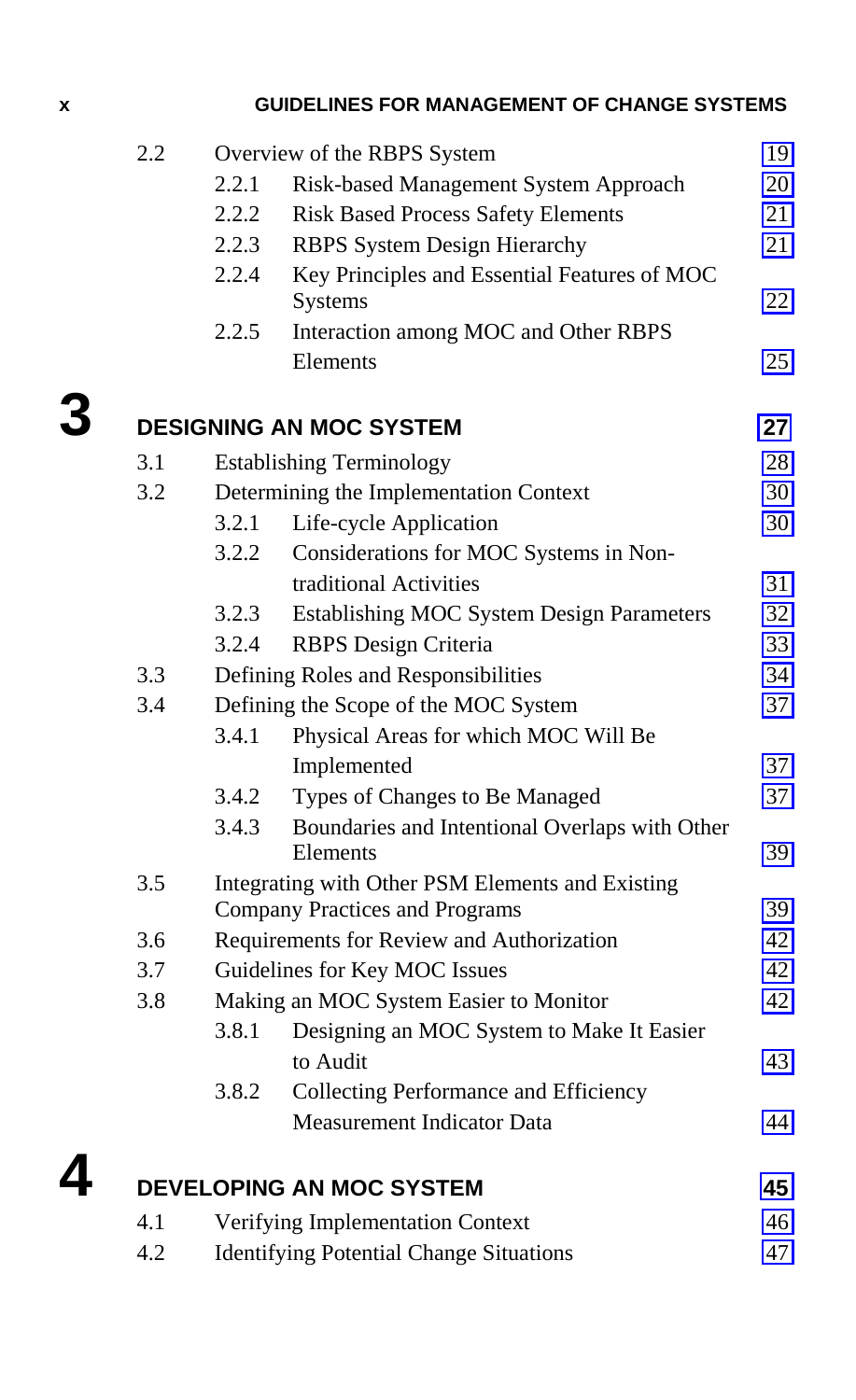| | | | |
|---|---|---|---|
| 2.2 | | Overview of the RBPS System | 19 |
| | 2.2.1 | Risk-based Management System Approach | 20 |
| | 2.2.2 | Risk Based Process Safety Elements | 21 |
| | 2.2.3 | RBPS System Design Hierarchy | 21 |
| | 2.2.4 | Key Principles and Essential Features of MOC Systems | 22 |
| | 2.2.5 | Interaction among MOC and Other RBPS Elements | 25 |

## 3 DESIGNING AN MOC SYSTEM — 27

| | | | |
|---|---|---|---|
| 3.1 | | Establishing Terminology | 28 |
| 3.2 | | Determining the Implementation Context | 30 |
| | 3.2.1 | Life-cycle Application | 30 |
| | 3.2.2 | Considerations for MOC Systems in Non-traditional Activities | 31 |
| | 3.2.3 | Establishing MOC System Design Parameters | 32 |
| | 3.2.4 | RBPS Design Criteria | 33 |
| 3.3 | | Defining Roles and Responsibilities | 34 |
| 3.4 | | Defining the Scope of the MOC System | 37 |
| | 3.4.1 | Physical Areas for which MOC Will Be Implemented | 37 |
| | 3.4.2 | Types of Changes to Be Managed | 37 |
| | 3.4.3 | Boundaries and Intentional Overlaps with Other Elements | 39 |
| 3.5 | | Integrating with Other PSM Elements and Existing Company Practices and Programs | 39 |
| 3.6 | | Requirements for Review and Authorization | 42 |
| 3.7 | | Guidelines for Key MOC Issues | 42 |
| 3.8 | | Making an MOC System Easier to Monitor | 42 |
| | 3.8.1 | Designing an MOC System to Make It Easier to Audit | 43 |
| | 3.8.2 | Collecting Performance and Efficiency Measurement Indicator Data | 44 |

## 4 DEVELOPING AN MOC SYSTEM — 45

| | | | |
|---|---|---|---|
| 4.1 | | Verifying Implementation Context | 46 |
| 4.2 | | Identifying Potential Change Situations | 47 |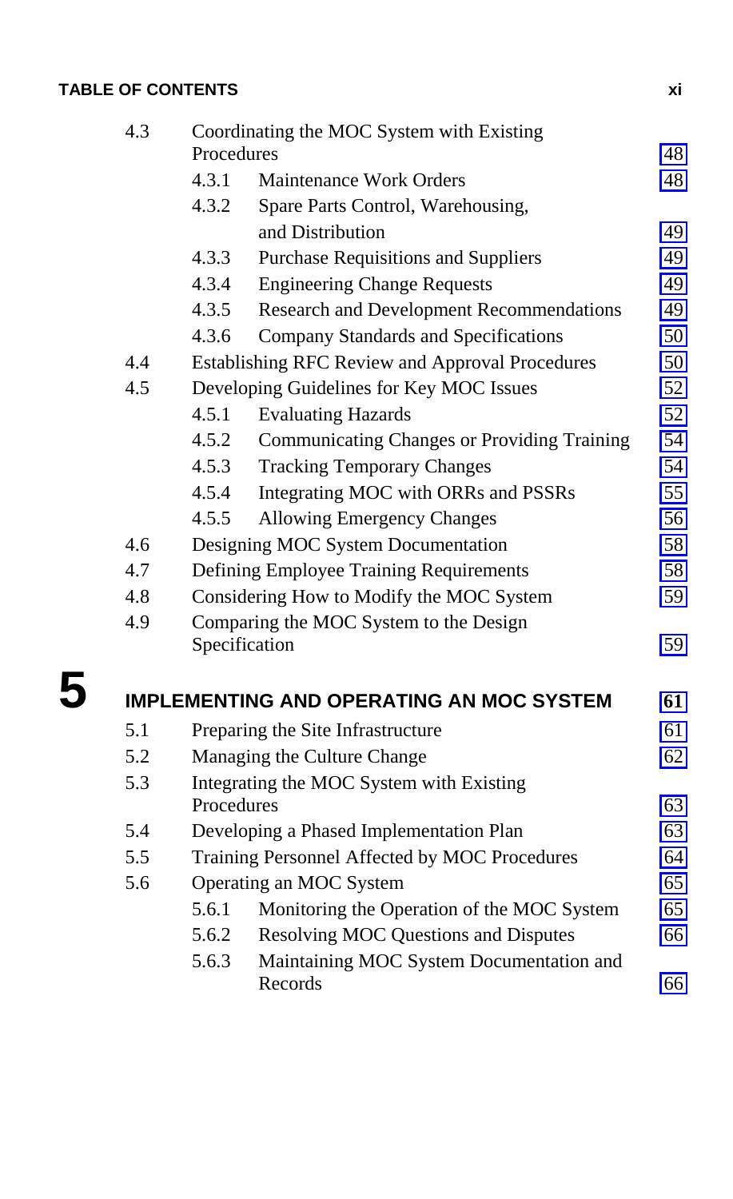| | | | |
|---|---|---|---|
| 4.3 | Coordinating the MOC System with Existing Procedures | | 48 |
| | 4.3.1 | Maintenance Work Orders | 48 |
| | 4.3.2 | Spare Parts Control, Warehousing, and Distribution | 49 |
| | 4.3.3 | Purchase Requisitions and Suppliers | 49 |
| | 4.3.4 | Engineering Change Requests | 49 |
| | 4.3.5 | Research and Development Recommendations | 49 |
| | 4.3.6 | Company Standards and Specifications | 50 |
| 4.4 | Establishing RFC Review and Approval Procedures | | 50 |
| 4.5 | Developing Guidelines for Key MOC Issues | | 52 |
| | 4.5.1 | Evaluating Hazards | 52 |
| | 4.5.2 | Communicating Changes or Providing Training | 54 |
| | 4.5.3 | Tracking Temporary Changes | 54 |
| | 4.5.4 | Integrating MOC with ORRs and PSSRs | 55 |
| | 4.5.5 | Allowing Emergency Changes | 56 |
| 4.6 | Designing MOC System Documentation | | 58 |
| 4.7 | Defining Employee Training Requirements | | 58 |
| 4.8 | Considering How to Modify the MOC System | | 59 |
| 4.9 | Comparing the MOC System to the Design Specification | | 59 |

## 5 IMPLEMENTING AND OPERATING AN MOC SYSTEM **61**

| | | | |
|---|---|---|---|
| 5.1 | Preparing the Site Infrastructure | | 61 |
| 5.2 | Managing the Culture Change | | 62 |
| 5.3 | Integrating the MOC System with Existing Procedures | | 63 |
| 5.4 | Developing a Phased Implementation Plan | | 63 |
| 5.5 | Training Personnel Affected by MOC Procedures | | 64 |
| 5.6 | Operating an MOC System | | 65 |
| | 5.6.1 | Monitoring the Operation of the MOC System | 65 |
| | 5.6.2 | Resolving MOC Questions and Disputes | 66 |
| | 5.6.3 | Maintaining MOC System Documentation and Records | 66 |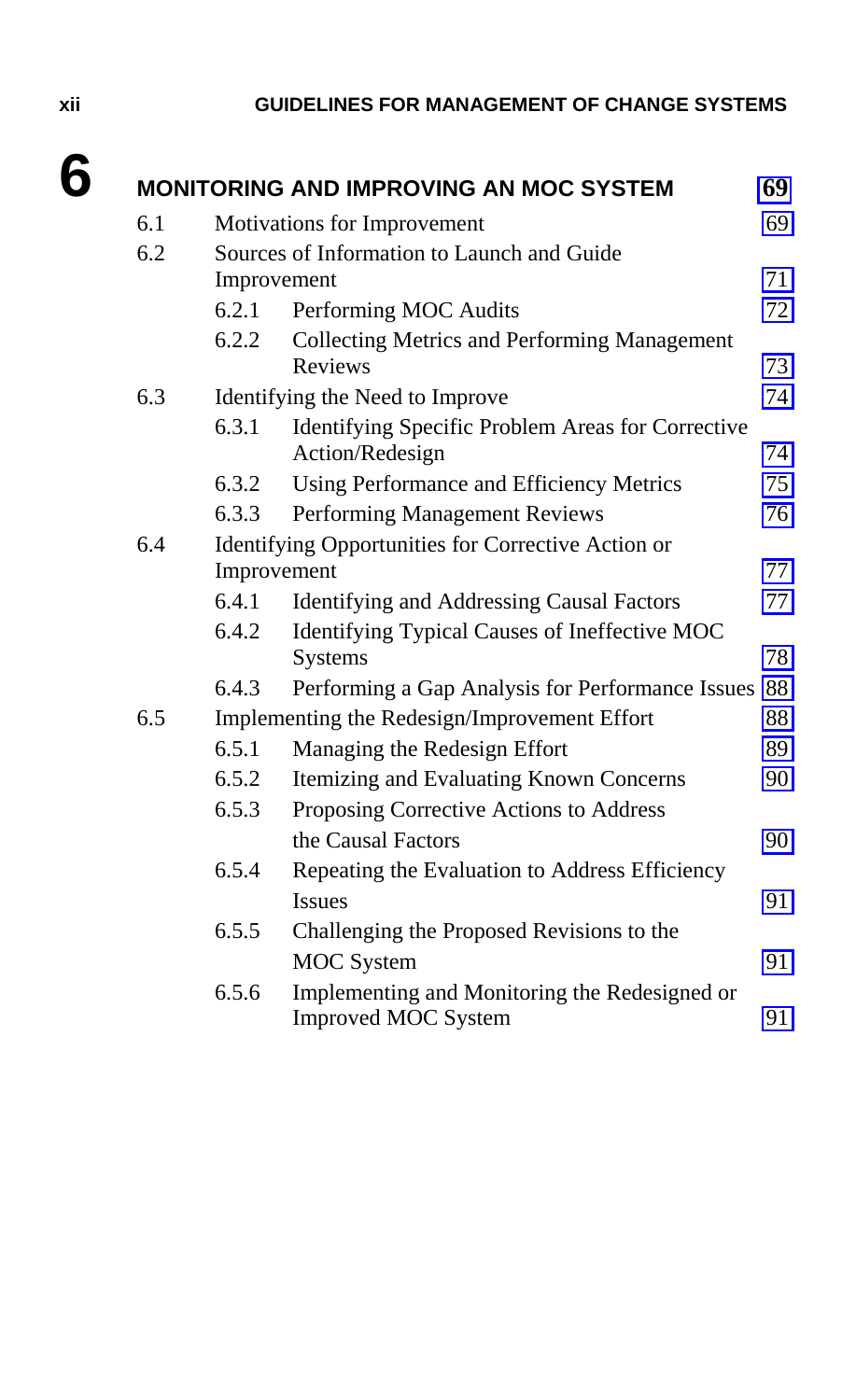## 6 MONITORING AND IMPROVING AN MOC SYSTEM 69

6.1 Motivations for Improvement 69

6.2 Sources of Information to Launch and Guide Improvement 71

- 6.2.1 Performing MOC Audits 72
- 6.2.2 Collecting Metrics and Performing Management Reviews 73

6.3 Identifying the Need to Improve 74

- 6.3.1 Identifying Specific Problem Areas for Corrective Action/Redesign 74
- 6.3.2 Using Performance and Efficiency Metrics 75
- 6.3.3 Performing Management Reviews 76

6.4 Identifying Opportunities for Corrective Action or Improvement 77

- 6.4.1 Identifying and Addressing Causal Factors 77
- 6.4.2 Identifying Typical Causes of Ineffective MOC Systems 78
- 6.4.3 Performing a Gap Analysis for Performance Issues 88

6.5 Implementing the Redesign/Improvement Effort 88

- 6.5.1 Managing the Redesign Effort 89
- 6.5.2 Itemizing and Evaluating Known Concerns 90
- 6.5.3 Proposing Corrective Actions to Address the Causal Factors 90
- 6.5.4 Repeating the Evaluation to Address Efficiency Issues 91
- 6.5.5 Challenging the Proposed Revisions to the MOC System 91
- 6.5.6 Implementing and Monitoring the Redesigned or Improved MOC System 91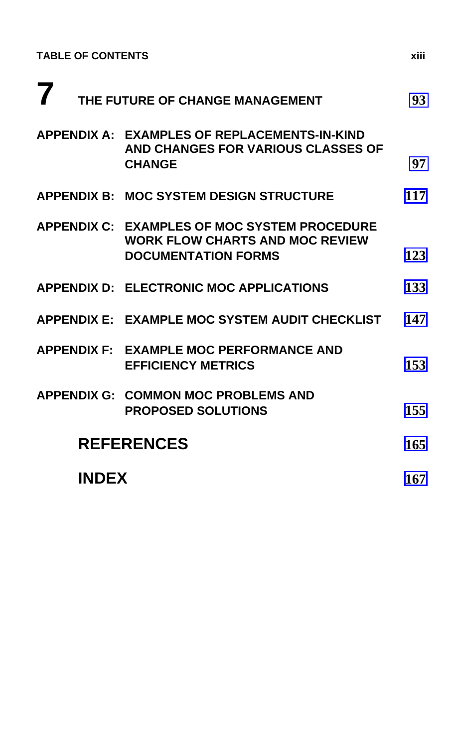| | | |
|---|---|---|
| **7** | **THE FUTURE OF CHANGE MANAGEMENT** | 93 |
| **APPENDIX A:** | **EXAMPLES OF REPLACEMENTS-IN-KIND AND CHANGES FOR VARIOUS CLASSES OF CHANGE** | 97 |
| **APPENDIX B:** | **MOC SYSTEM DESIGN STRUCTURE** | 117 |
| **APPENDIX C:** | **EXAMPLES OF MOC SYSTEM PROCEDURE WORK FLOW CHARTS AND MOC REVIEW DOCUMENTATION FORMS** | 123 |
| **APPENDIX D:** | **ELECTRONIC MOC APPLICATIONS** | 133 |
| **APPENDIX E:** | **EXAMPLE MOC SYSTEM AUDIT CHECKLIST** | 147 |
| **APPENDIX F:** | **EXAMPLE MOC PERFORMANCE AND EFFICIENCY METRICS** | 153 |
| **APPENDIX G:** | **COMMON MOC PROBLEMS AND PROPOSED SOLUTIONS** | 155 |
| | **REFERENCES** | 165 |
| | **INDEX** | 167 |